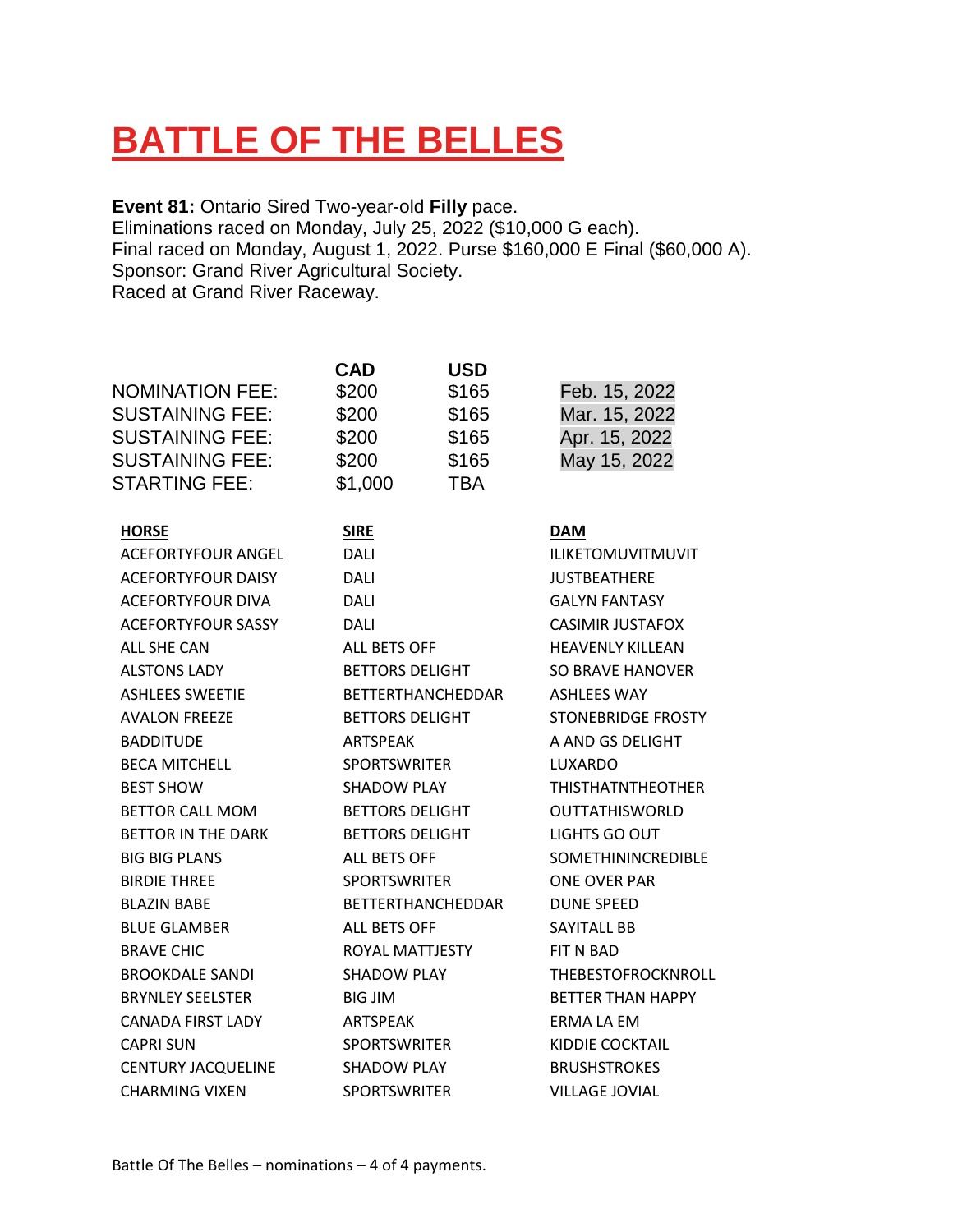# BATTLE OF THE BELLES

**Event 81:** Ontario Sired Two-year-old **Filly** pace.
Eliminations raced on Monday, July 25, 2022 ($10,000 G each).
Final raced on Monday, August 1, 2022. Purse $160,000 E Final ($60,000 A).
Sponsor: Grand River Agricultural Society.
Raced at Grand River Raceway.

| | CAD | USD | |
|---|---|---|---|
| NOMINATION FEE: | $200 | $165 | Feb. 15, 2022 |
| SUSTAINING FEE: | $200 | $165 | Mar. 15, 2022 |
| SUSTAINING FEE: | $200 | $165 | Apr. 15, 2022 |
| SUSTAINING FEE: | $200 | $165 | May 15, 2022 |
| STARTING FEE: | $1,000 | TBA | |

| HORSE | SIRE | DAM |
|---|---|---|
| ACEFORTYFOUR ANGEL | DALI | ILIKETOMUVITMUVIT |
| ACEFORTYFOUR DAISY | DALI | JUSTBEATHERE |
| ACEFORTYFOUR DIVA | DALI | GALYN FANTASY |
| ACEFORTYFOUR SASSY | DALI | CASIMIR JUSTAFOX |
| ALL SHE CAN | ALL BETS OFF | HEAVENLY KILLEAN |
| ALSTONS LADY | BETTORS DELIGHT | SO BRAVE HANOVER |
| ASHLEES SWEETIE | BETTERTHANCHEDDAR | ASHLEES WAY |
| AVALON FREEZE | BETTORS DELIGHT | STONEBRIDGE FROSTY |
| BADDITUDE | ARTSPEAK | A AND GS DELIGHT |
| BECA MITCHELL | SPORTSWRITER | LUXARDO |
| BEST SHOW | SHADOW PLAY | THISTHATNTHEOTHER |
| BETTOR CALL MOM | BETTORS DELIGHT | OUTTATHISWORLD |
| BETTOR IN THE DARK | BETTORS DELIGHT | LIGHTS GO OUT |
| BIG BIG PLANS | ALL BETS OFF | SOMETHININCREDIBLE |
| BIRDIE THREE | SPORTSWRITER | ONE OVER PAR |
| BLAZIN BABE | BETTERTHANCHEDDAR | DUNE SPEED |
| BLUE GLAMBER | ALL BETS OFF | SAYITALL BB |
| BRAVE CHIC | ROYAL MATTJESTY | FIT N BAD |
| BROOKDALE SANDI | SHADOW PLAY | THEBESTOFROCKNROLL |
| BRYNLEY SEELSTER | BIG JIM | BETTER THAN HAPPY |
| CANADA FIRST LADY | ARTSPEAK | ERMA LA EM |
| CAPRI SUN | SPORTSWRITER | KIDDIE COCKTAIL |
| CENTURY JACQUELINE | SHADOW PLAY | BRUSHSTROKES |
| CHARMING VIXEN | SPORTSWRITER | VILLAGE JOVIAL |

Battle Of The Belles – nominations – 4 of 4 payments.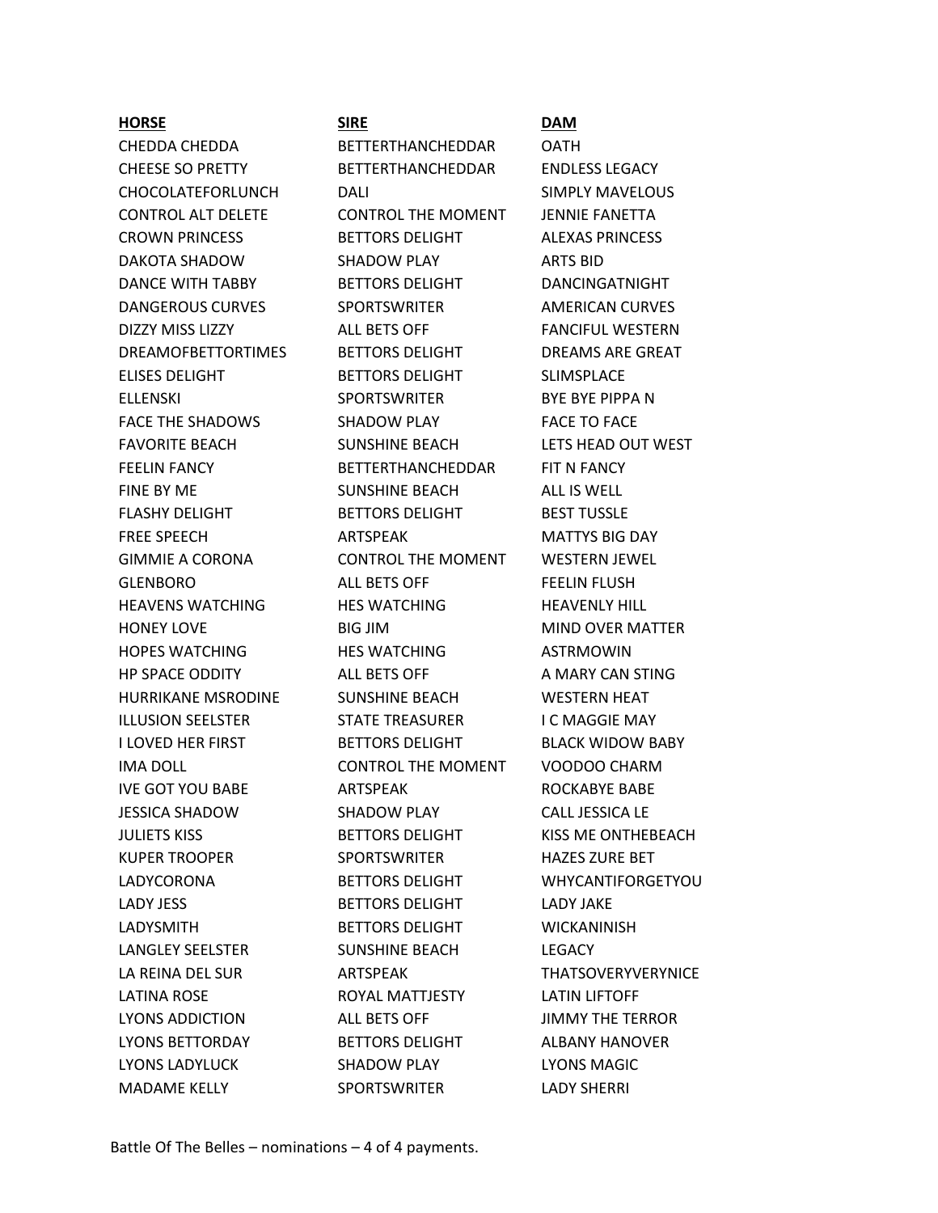| **HORSE** | **SIRE** | **DAM** |
|---|---|---|
| CHEDDA CHEDDA | BETTERTHANCHEDDAR | OATH |
| CHEESE SO PRETTY | BETTERTHANCHEDDAR | ENDLESS LEGACY |
| CHOCOLATEFORLUNCH | DALI | SIMPLY MAVELOUS |
| CONTROL ALT DELETE | CONTROL THE MOMENT | JENNIE FANETTA |
| CROWN PRINCESS | BETTORS DELIGHT | ALEXAS PRINCESS |
| DAKOTA SHADOW | SHADOW PLAY | ARTS BID |
| DANCE WITH TABBY | BETTORS DELIGHT | DANCINGATNIGHT |
| DANGEROUS CURVES | SPORTSWRITER | AMERICAN CURVES |
| DIZZY MISS LIZZY | ALL BETS OFF | FANCIFUL WESTERN |
| DREAMOFBETTORTIMES | BETTORS DELIGHT | DREAMS ARE GREAT |
| ELISES DELIGHT | BETTORS DELIGHT | SLIMSPLACE |
| ELLENSKI | SPORTSWRITER | BYE BYE PIPPA N |
| FACE THE SHADOWS | SHADOW PLAY | FACE TO FACE |
| FAVORITE BEACH | SUNSHINE BEACH | LETS HEAD OUT WEST |
| FEELIN FANCY | BETTERTHANCHEDDAR | FIT N FANCY |
| FINE BY ME | SUNSHINE BEACH | ALL IS WELL |
| FLASHY DELIGHT | BETTORS DELIGHT | BEST TUSSLE |
| FREE SPEECH | ARTSPEAK | MATTYS BIG DAY |
| GIMMIE A CORONA | CONTROL THE MOMENT | WESTERN JEWEL |
| GLENBORO | ALL BETS OFF | FEELIN FLUSH |
| HEAVENS WATCHING | HES WATCHING | HEAVENLY HILL |
| HONEY LOVE | BIG JIM | MIND OVER MATTER |
| HOPES WATCHING | HES WATCHING | ASTRMOWIN |
| HP SPACE ODDITY | ALL BETS OFF | A MARY CAN STING |
| HURRIKANE MSRODINE | SUNSHINE BEACH | WESTERN HEAT |
| ILLUSION SEELSTER | STATE TREASURER | I C MAGGIE MAY |
| I LOVED HER FIRST | BETTORS DELIGHT | BLACK WIDOW BABY |
| IMA DOLL | CONTROL THE MOMENT | VOODOO CHARM |
| IVE GOT YOU BABE | ARTSPEAK | ROCKABYE BABE |
| JESSICA SHADOW | SHADOW PLAY | CALL JESSICA LE |
| JULIETS KISS | BETTORS DELIGHT | KISS ME ONTHEBEACH |
| KUPER TROOPER | SPORTSWRITER | HAZES ZURE BET |
| LADYCORONA | BETTORS DELIGHT | WHYCANTIFORGETYOU |
| LADY JESS | BETTORS DELIGHT | LADY JAKE |
| LADYSMITH | BETTORS DELIGHT | WICKANINISH |
| LANGLEY SEELSTER | SUNSHINE BEACH | LEGACY |
| LA REINA DEL SUR | ARTSPEAK | THATSOVERYVERYNICE |
| LATINA ROSE | ROYAL MATTJESTY | LATIN LIFTOFF |
| LYONS ADDICTION | ALL BETS OFF | JIMMY THE TERROR |
| LYONS BETTORDAY | BETTORS DELIGHT | ALBANY HANOVER |
| LYONS LADYLUCK | SHADOW PLAY | LYONS MAGIC |
| MADAME KELLY | SPORTSWRITER | LADY SHERRI |

Battle Of The Belles – nominations – 4 of 4 payments.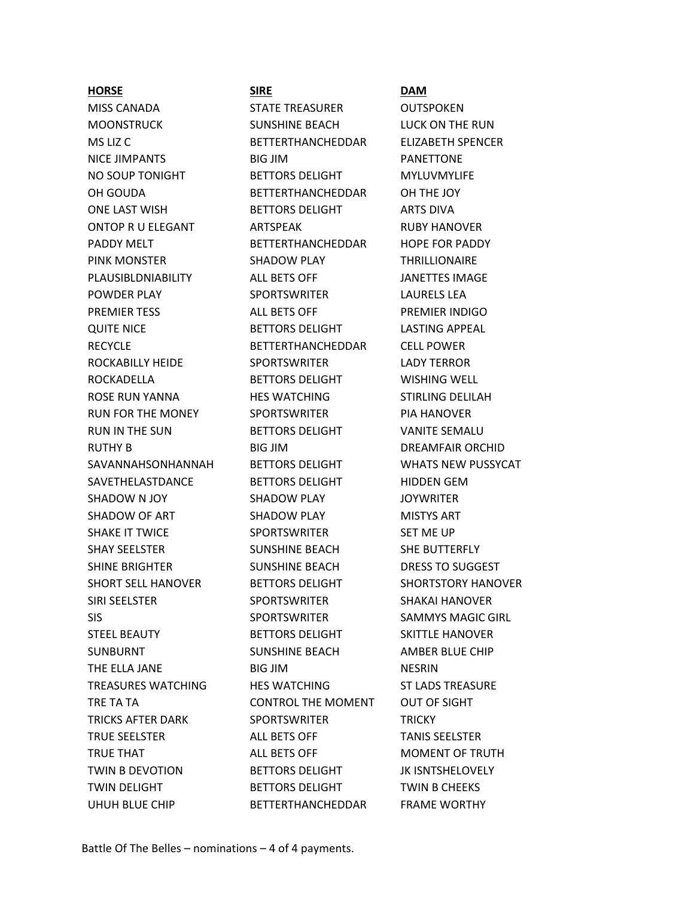| **HORSE** | **SIRE** | **DAM** |
|---|---|---|
| MISS CANADA | STATE TREASURER | OUTSPOKEN |
| MOONSTRUCK | SUNSHINE BEACH | LUCK ON THE RUN |
| MS LIZ C | BETTERTHANCHEDDAR | ELIZABETH SPENCER |
| NICE JIMPANTS | BIG JIM | PANETTONE |
| NO SOUP TONIGHT | BETTORS DELIGHT | MYLUVMYLIFE |
| OH GOUDA | BETTERTHANCHEDDAR | OH THE JOY |
| ONE LAST WISH | BETTORS DELIGHT | ARTS DIVA |
| ONTOP R U ELEGANT | ARTSPEAK | RUBY HANOVER |
| PADDY MELT | BETTERTHANCHEDDAR | HOPE FOR PADDY |
| PINK MONSTER | SHADOW PLAY | THRILLIONAIRE |
| PLAUSIBLDNIABILITY | ALL BETS OFF | JANETTES IMAGE |
| POWDER PLAY | SPORTSWRITER | LAURELS LEA |
| PREMIER TESS | ALL BETS OFF | PREMIER INDIGO |
| QUITE NICE | BETTORS DELIGHT | LASTING APPEAL |
| RECYCLE | BETTERTHANCHEDDAR | CELL POWER |
| ROCKABILLY HEIDE | SPORTSWRITER | LADY TERROR |
| ROCKADELLA | BETTORS DELIGHT | WISHING WELL |
| ROSE RUN YANNA | HES WATCHING | STIRLING DELILAH |
| RUN FOR THE MONEY | SPORTSWRITER | PIA HANOVER |
| RUN IN THE SUN | BETTORS DELIGHT | VANITE SEMALU |
| RUTHY B | BIG JIM | DREAMFAIR ORCHID |
| SAVANNAHSONHANNAH | BETTORS DELIGHT | WHATS NEW PUSSYCAT |
| SAVETHELASTDANCE | BETTORS DELIGHT | HIDDEN GEM |
| SHADOW N JOY | SHADOW PLAY | JOYWRITER |
| SHADOW OF ART | SHADOW PLAY | MISTYS ART |
| SHAKE IT TWICE | SPORTSWRITER | SET ME UP |
| SHAY SEELSTER | SUNSHINE BEACH | SHE BUTTERFLY |
| SHINE BRIGHTER | SUNSHINE BEACH | DRESS TO SUGGEST |
| SHORT SELL HANOVER | BETTORS DELIGHT | SHORTSTORY HANOVER |
| SIRI SEELSTER | SPORTSWRITER | SHAKAI HANOVER |
| SIS | SPORTSWRITER | SAMMYS MAGIC GIRL |
| STEEL BEAUTY | BETTORS DELIGHT | SKITTLE HANOVER |
| SUNBURNT | SUNSHINE BEACH | AMBER BLUE CHIP |
| THE ELLA JANE | BIG JIM | NESRIN |
| TREASURES WATCHING | HES WATCHING | ST LADS TREASURE |
| TRE TA TA | CONTROL THE MOMENT | OUT OF SIGHT |
| TRICKS AFTER DARK | SPORTSWRITER | TRICKY |
| TRUE SEELSTER | ALL BETS OFF | TANIS SEELSTER |
| TRUE THAT | ALL BETS OFF | MOMENT OF TRUTH |
| TWIN B DEVOTION | BETTORS DELIGHT | JK ISNTSHELOVELY |
| TWIN DELIGHT | BETTORS DELIGHT | TWIN B CHEEKS |
| UHUH BLUE CHIP | BETTERTHANCHEDDAR | FRAME WORTHY |

Battle Of The Belles – nominations – 4 of 4 payments.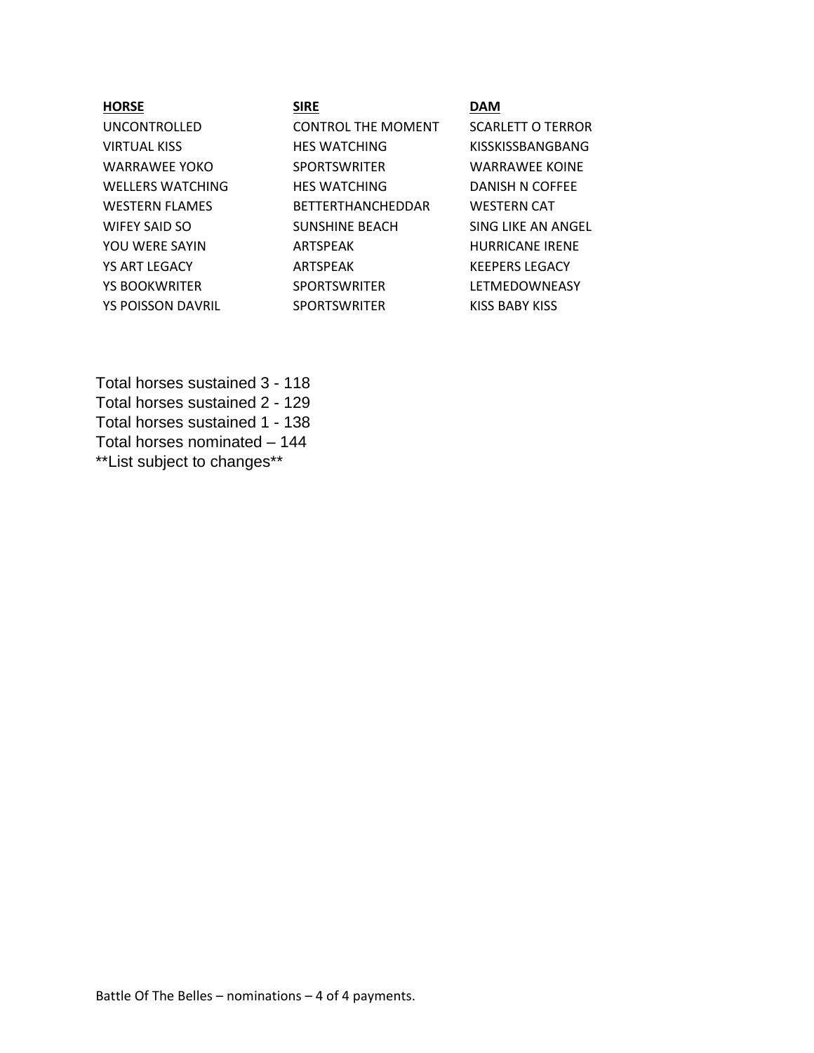| HORSE | SIRE | DAM |
|---|---|---|
| UNCONTROLLED | CONTROL THE MOMENT | SCARLETT O TERROR |
| VIRTUAL KISS | HES WATCHING | KISSKISSBANGBANG |
| WARRAWEE YOKO | SPORTSWRITER | WARRAWEE KOINE |
| WELLERS WATCHING | HES WATCHING | DANISH N COFFEE |
| WESTERN FLAMES | BETTERTHANCHEDDAR | WESTERN CAT |
| WIFEY SAID SO | SUNSHINE BEACH | SING LIKE AN ANGEL |
| YOU WERE SAYIN | ARTSPEAK | HURRICANE IRENE |
| YS ART LEGACY | ARTSPEAK | KEEPERS LEGACY |
| YS BOOKWRITER | SPORTSWRITER | LETMEDOWNEASY |
| YS POISSON DAVRIL | SPORTSWRITER | KISS BABY KISS |

Total horses sustained 3 - 118
Total horses sustained 2 - 129
Total horses sustained 1 - 138
Total horses nominated – 144
**List subject to changes**

Battle Of The Belles – nominations – 4 of 4 payments.